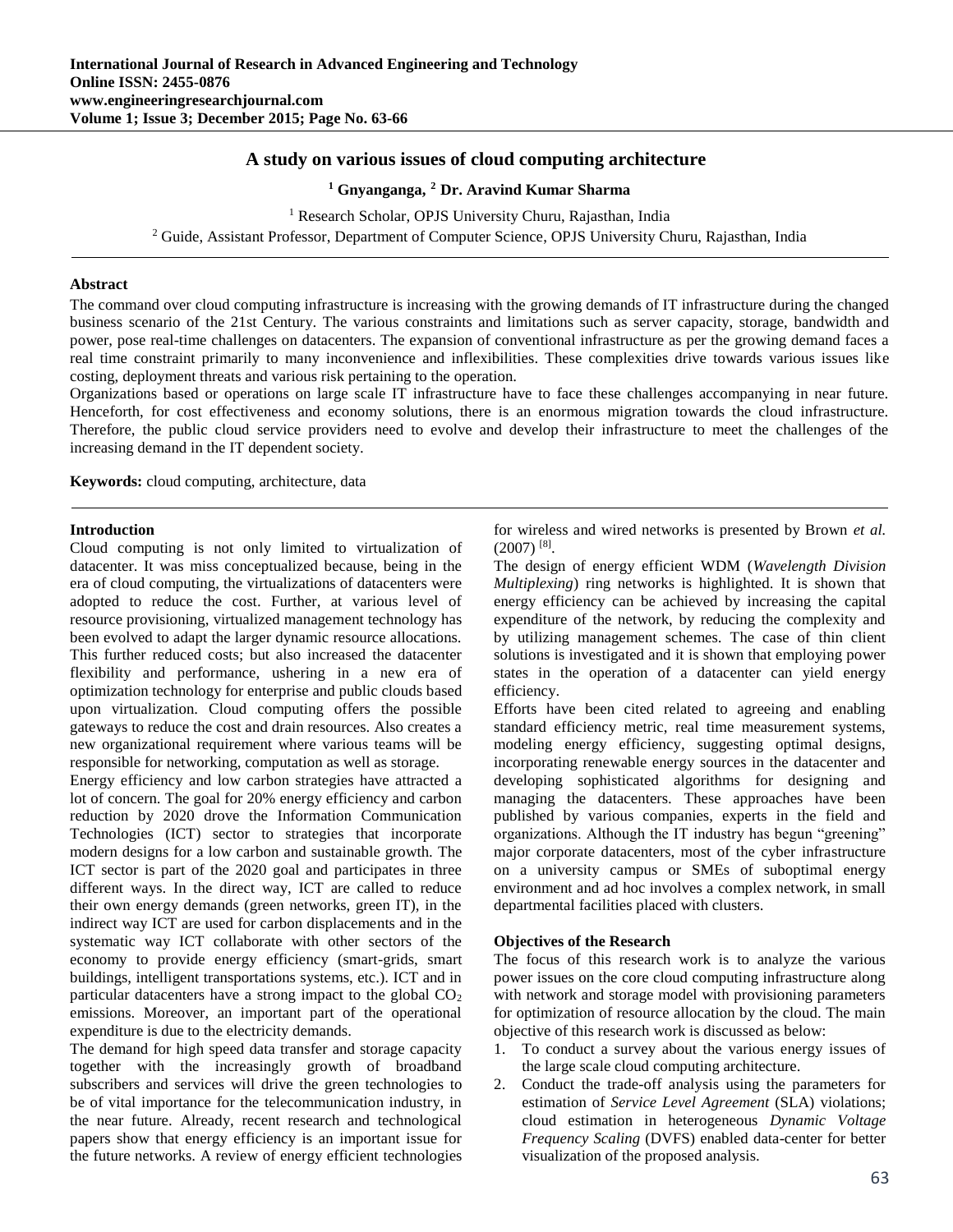# A study on various issues of cloud computing architecture

[1] Gnyanganga, [2] Dr. Aravind Kumar Sharma

[1] Research Scholar, OPJS University Churu, Rajasthan, India

[2] Guide, Assistant Professor, Department of Computer Science, OPJS University Churu, Rajasthan, India

## Abstract

The command over cloud computing infrastructure is increasing with the growing demands of IT infrastructure during the changed business scenario of the 21st Century. The various constraints and limitations such as server capacity, storage, bandwidth and power, pose real-time challenges on datacenters. The expansion of conventional infrastructure as per the growing demand faces a real time constraint primarily to many inconvenience and inflexibilities. These complexities drive towards various issues like costing, deployment threats and various risk pertaining to the operation.

Organizations based or operations on large scale IT infrastructure have to face these challenges accompanying in near future. Henceforth, for cost effectiveness and economy solutions, there is an enormous migration towards the cloud infrastructure. Therefore, the public cloud service providers need to evolve and develop their infrastructure to meet the challenges of the increasing demand in the IT dependent society.

**Keywords:** cloud computing, architecture, data

## Introduction

Cloud computing is not only limited to virtualization of datacenter. It was miss conceptualized because, being in the era of cloud computing, the virtualizations of datacenters were adopted to reduce the cost. Further, at various level of resource provisioning, virtualized management technology has been evolved to adapt the larger dynamic resource allocations. This further reduced costs; but also increased the datacenter flexibility and performance, ushering in a new era of optimization technology for enterprise and public clouds based upon virtualization. Cloud computing offers the possible gateways to reduce the cost and drain resources. Also creates a new organizational requirement where various teams will be responsible for networking, computation as well as storage.

Energy efficiency and low carbon strategies have attracted a lot of concern. The goal for 20% energy efficiency and carbon reduction by 2020 drove the Information Communication Technologies (ICT) sector to strategies that incorporate modern designs for a low carbon and sustainable growth. The ICT sector is part of the 2020 goal and participates in three different ways. In the direct way, ICT are called to reduce their own energy demands (green networks, green IT), in the indirect way ICT are used for carbon displacements and in the systematic way ICT collaborate with other sectors of the economy to provide energy efficiency (smart-grids, smart buildings, intelligent transportations systems, etc.). ICT and in particular datacenters have a strong impact to the global $CO_2$ emissions. Moreover, an important part of the operational expenditure is due to the electricity demands.

The demand for high speed data transfer and storage capacity together with the increasingly growth of broadband subscribers and services will drive the green technologies to be of vital importance for the telecommunication industry, in the near future. Already, recent research and technological papers show that energy efficiency is an important issue for the future networks. A review of energy efficient technologies for wireless and wired networks is presented by Brown *et al.* (2007) [8].

The design of energy efficient WDM (*Wavelength Division Multiplexing*) ring networks is highlighted. It is shown that energy efficiency can be achieved by increasing the capital expenditure of the network, by reducing the complexity and by utilizing management schemes. The case of thin client solutions is investigated and it is shown that employing power states in the operation of a datacenter can yield energy efficiency.

Efforts have been cited related to agreeing and enabling standard efficiency metric, real time measurement systems, modeling energy efficiency, suggesting optimal designs, incorporating renewable energy sources in the datacenter and developing sophisticated algorithms for designing and managing the datacenters. These approaches have been published by various companies, experts in the field and organizations. Although the IT industry has begun "greening" major corporate datacenters, most of the cyber infrastructure on a university campus or SMEs of suboptimal energy environment and ad hoc involves a complex network, in small departmental facilities placed with clusters.

### Objectives of the Research

The focus of this research work is to analyze the various power issues on the core cloud computing infrastructure along with network and storage model with provisioning parameters for optimization of resource allocation by the cloud. The main objective of this research work is discussed as below:

1. To conduct a survey about the various energy issues of the large scale cloud computing architecture.
2. Conduct the trade-off analysis using the parameters for estimation of *Service Level Agreement* (SLA) violations; cloud estimation in heterogeneous *Dynamic Voltage Frequency Scaling* (DVFS) enabled data-center for better visualization of the proposed analysis.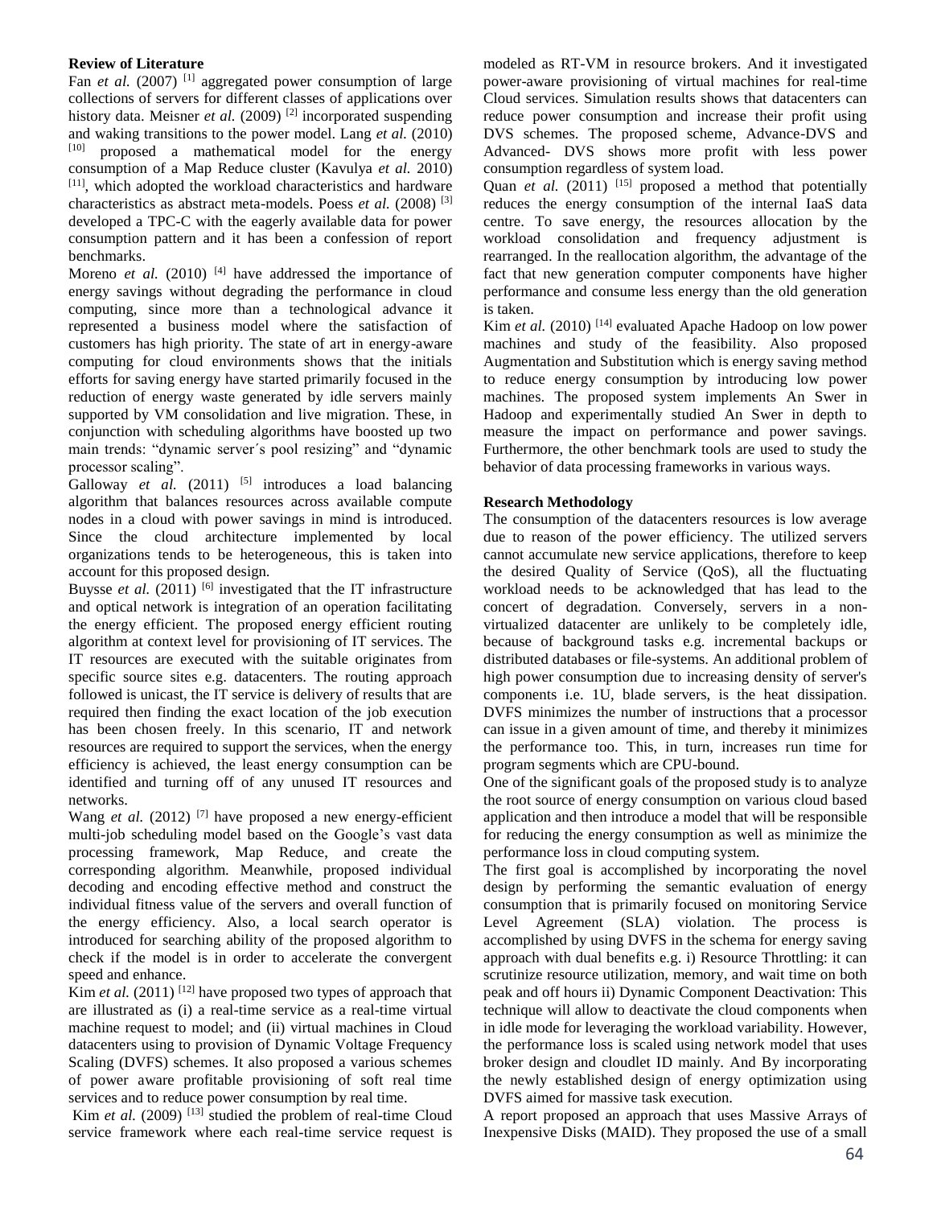## Review of Literature

Fan *et al.* (2007) [1] aggregated power consumption of large collections of servers for different classes of applications over history data. Meisner *et al.* (2009) [2] incorporated suspending and waking transitions to the power model. Lang *et al.* (2010) [10] proposed a mathematical model for the energy consumption of a Map Reduce cluster (Kavulya *et al.* 2010) [11], which adopted the workload characteristics and hardware characteristics as abstract meta-models. Poess *et al.* (2008) [3] developed a TPC-C with the eagerly available data for power consumption pattern and it has been a confession of report benchmarks.

Moreno *et al.* (2010) [4] have addressed the importance of energy savings without degrading the performance in cloud computing, since more than a technological advance it represented a business model where the satisfaction of customers has high priority. The state of art in energy-aware computing for cloud environments shows that the initials efforts for saving energy have started primarily focused in the reduction of energy waste generated by idle servers mainly supported by VM consolidation and live migration. These, in conjunction with scheduling algorithms have boosted up two main trends: "dynamic server´s pool resizing" and "dynamic processor scaling".

Galloway *et al.* (2011) [5] introduces a load balancing algorithm that balances resources across available compute nodes in a cloud with power savings in mind is introduced. Since the cloud architecture implemented by local organizations tends to be heterogeneous, this is taken into account for this proposed design.

Buysse *et al.* (2011) [6] investigated that the IT infrastructure and optical network is integration of an operation facilitating the energy efficient. The proposed energy efficient routing algorithm at context level for provisioning of IT services. The IT resources are executed with the suitable originates from specific source sites e.g. datacenters. The routing approach followed is unicast, the IT service is delivery of results that are required then finding the exact location of the job execution has been chosen freely. In this scenario, IT and network resources are required to support the services, when the energy efficiency is achieved, the least energy consumption can be identified and turning off of any unused IT resources and networks.

Wang *et al.* (2012) [7] have proposed a new energy-efficient multi-job scheduling model based on the Google's vast data processing framework, Map Reduce, and create the corresponding algorithm. Meanwhile, proposed individual decoding and encoding effective method and construct the individual fitness value of the servers and overall function of the energy efficiency. Also, a local search operator is introduced for searching ability of the proposed algorithm to check if the model is in order to accelerate the convergent speed and enhance.

Kim *et al.* (2011) [12] have proposed two types of approach that are illustrated as (i) a real-time service as a real-time virtual machine request to model; and (ii) virtual machines in Cloud datacenters using to provision of Dynamic Voltage Frequency Scaling (DVFS) schemes. It also proposed a various schemes of power aware profitable provisioning of soft real time services and to reduce power consumption by real time.

Kim *et al.* (2009) [13] studied the problem of real-time Cloud service framework where each real-time service request is modeled as RT-VM in resource brokers. And it investigated power-aware provisioning of virtual machines for real-time Cloud services. Simulation results shows that datacenters can reduce power consumption and increase their profit using DVS schemes. The proposed scheme, Advance-DVS and Advanced- DVS shows more profit with less power consumption regardless of system load.

Quan *et al.* (2011) [15] proposed a method that potentially reduces the energy consumption of the internal IaaS data centre. To save energy, the resources allocation by the workload consolidation and frequency adjustment is rearranged. In the reallocation algorithm, the advantage of the fact that new generation computer components have higher performance and consume less energy than the old generation is taken.

Kim *et al.* (2010) [14] evaluated Apache Hadoop on low power machines and study of the feasibility. Also proposed Augmentation and Substitution which is energy saving method to reduce energy consumption by introducing low power machines. The proposed system implements An Swer in Hadoop and experimentally studied An Swer in depth to measure the impact on performance and power savings. Furthermore, the other benchmark tools are used to study the behavior of data processing frameworks in various ways.

## Research Methodology

The consumption of the datacenters resources is low average due to reason of the power efficiency. The utilized servers cannot accumulate new service applications, therefore to keep the desired Quality of Service (QoS), all the fluctuating workload needs to be acknowledged that has lead to the concert of degradation. Conversely, servers in a non-virtualized datacenter are unlikely to be completely idle, because of background tasks e.g. incremental backups or distributed databases or file-systems. An additional problem of high power consumption due to increasing density of server's components i.e. 1U, blade servers, is the heat dissipation. DVFS minimizes the number of instructions that a processor can issue in a given amount of time, and thereby it minimizes the performance too. This, in turn, increases run time for program segments which are CPU-bound.

One of the significant goals of the proposed study is to analyze the root source of energy consumption on various cloud based application and then introduce a model that will be responsible for reducing the energy consumption as well as minimize the performance loss in cloud computing system.

The first goal is accomplished by incorporating the novel design by performing the semantic evaluation of energy consumption that is primarily focused on monitoring Service Level Agreement (SLA) violation. The process is accomplished by using DVFS in the schema for energy saving approach with dual benefits e.g. i) Resource Throttling: it can scrutinize resource utilization, memory, and wait time on both peak and off hours ii) Dynamic Component Deactivation: This technique will allow to deactivate the cloud components when in idle mode for leveraging the workload variability. However, the performance loss is scaled using network model that uses broker design and cloudlet ID mainly. And By incorporating the newly established design of energy optimization using DVFS aimed for massive task execution.

A report proposed an approach that uses Massive Arrays of Inexpensive Disks (MAID). They proposed the use of a small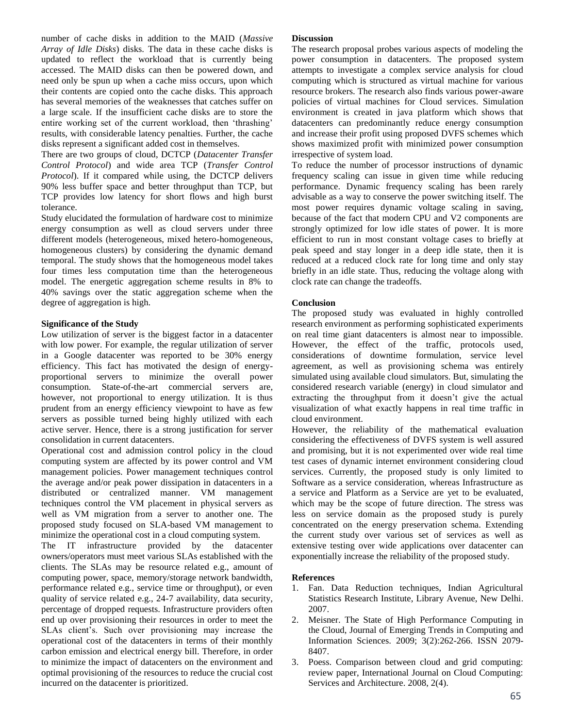number of cache disks in addition to the MAID (*Massive Array of Idle Disks*) disks. The data in these cache disks is updated to reflect the workload that is currently being accessed. The MAID disks can then be powered down, and need only be spun up when a cache miss occurs, upon which their contents are copied onto the cache disks. This approach has several memories of the weaknesses that catches suffer on a large scale. If the insufficient cache disks are to store the entire working set of the current workload, then 'thrashing' results, with considerable latency penalties. Further, the cache disks represent a significant added cost in themselves.

There are two groups of cloud, DCTCP (*Datacenter Transfer Control Protocol*) and wide area TCP (*Transfer Control Protocol*). If it compared while using, the DCTCP delivers 90% less buffer space and better throughput than TCP, but TCP provides low latency for short flows and high burst tolerance.

Study elucidated the formulation of hardware cost to minimize energy consumption as well as cloud servers under three different models (heterogeneous, mixed hetero-homogeneous, homogeneous clusters) by considering the dynamic demand temporal. The study shows that the homogeneous model takes four times less computation time than the heterogeneous model. The energetic aggregation scheme results in 8% to 40% savings over the static aggregation scheme when the degree of aggregation is high.

**Significance of the Study**

Low utilization of server is the biggest factor in a datacenter with low power. For example, the regular utilization of server in a Google datacenter was reported to be 30% energy efficiency. This fact has motivated the design of energy-proportional servers to minimize the overall power consumption. State-of-the-art commercial servers are, however, not proportional to energy utilization. It is thus prudent from an energy efficiency viewpoint to have as few servers as possible turned being highly utilized with each active server. Hence, there is a strong justification for server consolidation in current datacenters.

Operational cost and admission control policy in the cloud computing system are affected by its power control and VM management policies. Power management techniques control the average and/or peak power dissipation in datacenters in a distributed or centralized manner. VM management techniques control the VM placement in physical servers as well as VM migration from a server to another one. The proposed study focused on SLA-based VM management to minimize the operational cost in a cloud computing system.

The IT infrastructure provided by the datacenter owners/operators must meet various SLAs established with the clients. The SLAs may be resource related e.g., amount of computing power, space, memory/storage network bandwidth, performance related e.g., service time or throughput), or even quality of service related e.g., 24-7 availability, data security, percentage of dropped requests. Infrastructure providers often end up over provisioning their resources in order to meet the SLAs client's. Such over provisioning may increase the operational cost of the datacenters in terms of their monthly carbon emission and electrical energy bill. Therefore, in order to minimize the impact of datacenters on the environment and optimal provisioning of the resources to reduce the crucial cost incurred on the datacenter is prioritized.

**Discussion**

The research proposal probes various aspects of modeling the power consumption in datacenters. The proposed system attempts to investigate a complex service analysis for cloud computing which is structured as virtual machine for various resource brokers. The research also finds various power-aware policies of virtual machines for Cloud services. Simulation environment is created in java platform which shows that datacenters can predominantly reduce energy consumption and increase their profit using proposed DVFS schemes which shows maximized profit with minimized power consumption irrespective of system load.

To reduce the number of processor instructions of dynamic frequency scaling can issue in given time while reducing performance. Dynamic frequency scaling has been rarely advisable as a way to conserve the power switching itself. The most power requires dynamic voltage scaling in saving, because of the fact that modern CPU and V2 components are strongly optimized for low idle states of power. It is more efficient to run in most constant voltage cases to briefly at peak speed and stay longer in a deep idle state, then it is reduced at a reduced clock rate for long time and only stay briefly in an idle state. Thus, reducing the voltage along with clock rate can change the tradeoffs.

**Conclusion**

The proposed study was evaluated in highly controlled research environment as performing sophisticated experiments on real time giant datacenters is almost near to impossible. However, the effect of the traffic, protocols used, considerations of downtime formulation, service level agreement, as well as provisioning schema was entirely simulated using available cloud simulators. But, simulating the considered research variable (energy) in cloud simulator and extracting the throughput from it doesn't give the actual visualization of what exactly happens in real time traffic in cloud environment.

However, the reliability of the mathematical evaluation considering the effectiveness of DVFS system is well assured and promising, but it is not experimented over wide real time test cases of dynamic internet environment considering cloud services. Currently, the proposed study is only limited to Software as a service consideration, whereas Infrastructure as a service and Platform as a Service are yet to be evaluated, which may be the scope of future direction. The stress was less on service domain as the proposed study is purely concentrated on the energy preservation schema. Extending the current study over various set of services as well as extensive testing over wide applications over datacenter can exponentially increase the reliability of the proposed study.

**References**

1. Fan. Data Reduction techniques, Indian Agricultural Statistics Research Institute, Library Avenue, New Delhi. 2007.
2. Meisner. The State of High Performance Computing in the Cloud, Journal of Emerging Trends in Computing and Information Sciences. 2009; 3(2):262-266. ISSN 2079-8407.
3. Poess. Comparison between cloud and grid computing: review paper, International Journal on Cloud Computing: Services and Architecture. 2008, 2(4).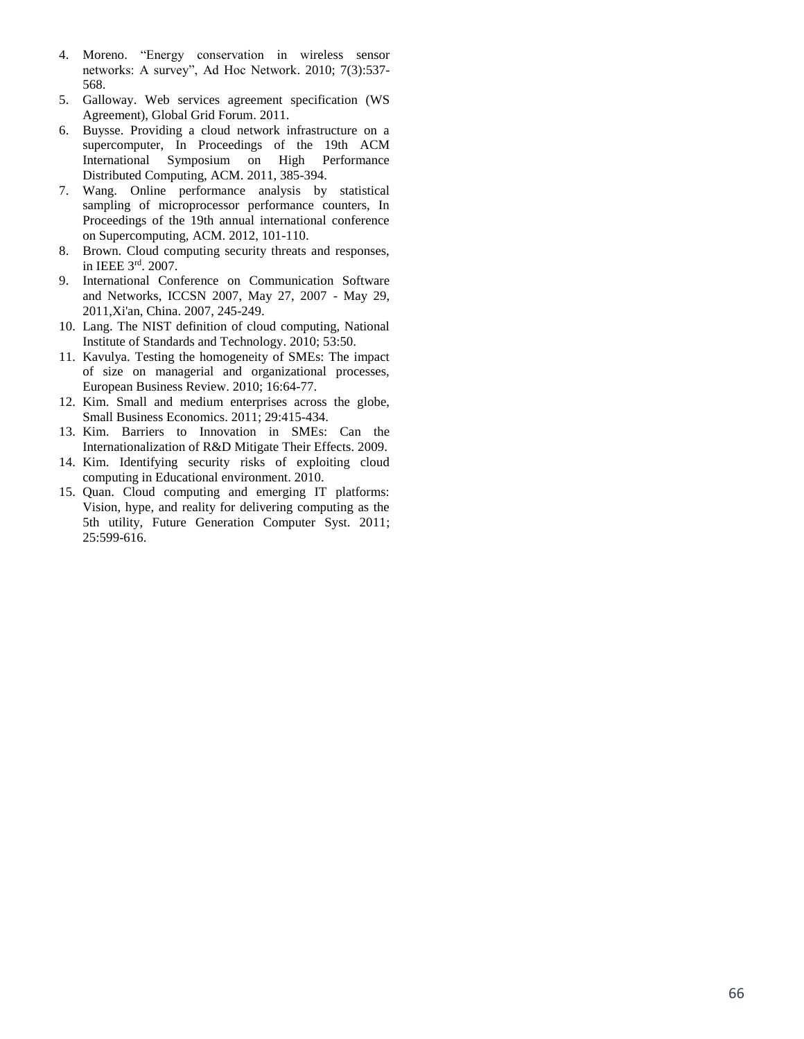4. Moreno. "Energy conservation in wireless sensor networks: A survey", Ad Hoc Network. 2010; 7(3):537-568.
5. Galloway. Web services agreement specification (WS Agreement), Global Grid Forum. 2011.
6. Buysse. Providing a cloud network infrastructure on a supercomputer, In Proceedings of the 19th ACM International Symposium on High Performance Distributed Computing, ACM. 2011, 385-394.
7. Wang. Online performance analysis by statistical sampling of microprocessor performance counters, In Proceedings of the 19th annual international conference on Supercomputing, ACM. 2012, 101-110.
8. Brown. Cloud computing security threats and responses, in IEEE 3rd. 2007.
9. International Conference on Communication Software and Networks, ICCSN 2007, May 27, 2007 - May 29, 2011,Xi'an, China. 2007, 245-249.
10. Lang. The NIST definition of cloud computing, National Institute of Standards and Technology. 2010; 53:50.
11. Kavulya. Testing the homogeneity of SMEs: The impact of size on managerial and organizational processes, European Business Review. 2010; 16:64-77.
12. Kim. Small and medium enterprises across the globe, Small Business Economics. 2011; 29:415-434.
13. Kim. Barriers to Innovation in SMEs: Can the Internationalization of R&D Mitigate Their Effects. 2009.
14. Kim. Identifying security risks of exploiting cloud computing in Educational environment. 2010.
15. Quan. Cloud computing and emerging IT platforms: Vision, hype, and reality for delivering computing as the 5th utility, Future Generation Computer Syst. 2011; 25:599-616.